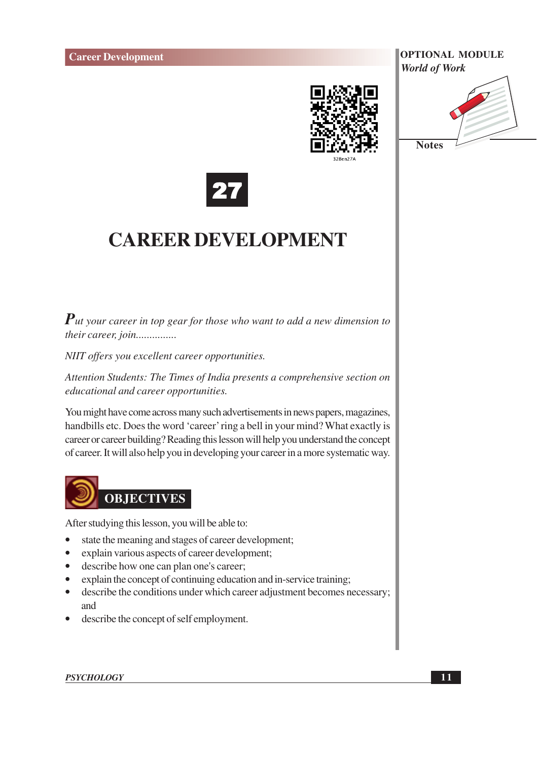# 27

# CAREER DEVELOPMENT

*Put your career in top gear for those who want to add a new dimension to their career, join...............*

*NIIT offers you excellent career opportunities.*

*Attention Students: The Times of India presents a comprehensive section on educational and career opportunities.*

You might have come across many such advertisements in news papers, magazines, handbills etc. Does the word 'career' ring a bell in your mind? What exactly is career or career building? Reading this lesson will help you understand the concept of career. It will also help you in developing your career in a more systematic way.

## OBJECTIVES

After studying this lesson, you will be able to:

- state the meaning and stages of career development;
- explain various aspects of career development;
- describe how one can plan one's career;
- explain the concept of continuing education and in-service training;
- describe the conditions under which career adjustment becomes necessary; and
- describe the concept of self employment.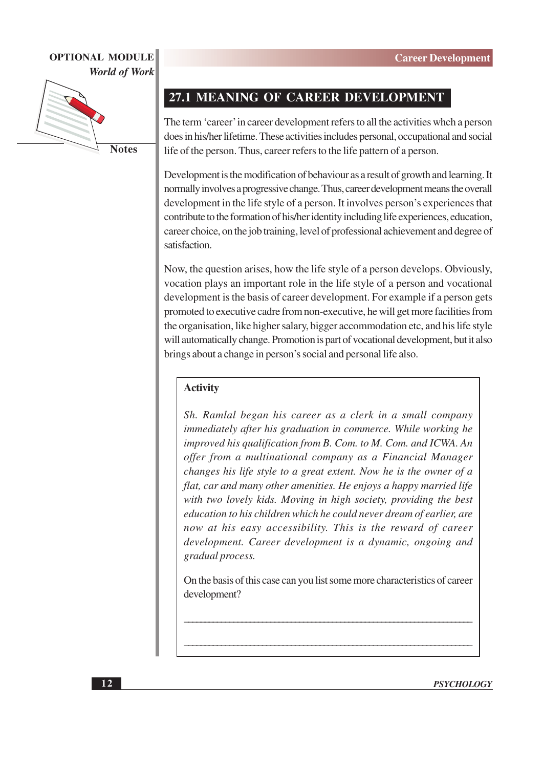## 27.1 MEANING OF CAREER DEVELOPMENT

The term 'career' in career development refers to all the activities whch a person does in his/her lifetime. These activities includes personal, occupational and social life of the person. Thus, career refers to the life pattern of a person.

Development is the modification of behaviour as a result of growth and learning. It normally involves a progressive change. Thus, career development means the overall development in the life style of a person. It involves person's experiences that contribute to the formation of his/her identity including life experiences, education, career choice, on the job training, level of professional achievement and degree of satisfaction.

Now, the question arises, how the life style of a person develops. Obviously, vocation plays an important role in the life style of a person and vocational development is the basis of career development. For example if a person gets promoted to executive cadre from non-executive, he will get more facilities from the organisation, like higher salary, bigger accommodation etc, and his life style will automatically change. Promotion is part of vocational development, but it also brings about a change in person's social and personal life also.

**Activity**

*Sh. Ramlal began his career as a clerk in a small company immediately after his graduation in commerce. While working he improved his qualification from B. Com. to M. Com. and ICWA. An offer from a multinational company as a Financial Manager changes his life style to a great extent. Now he is the owner of a flat, car and many other amenities. He enjoys a happy married life with two lovely kids. Moving in high society, providing the best education to his children which he could never dream of earlier, are now at his easy accessibility. This is the reward of career development. Career development is a dynamic, ongoing and gradual process.*

On the basis of this case can you list some more characteristics of career development?

_______________________________________________

_______________________________________________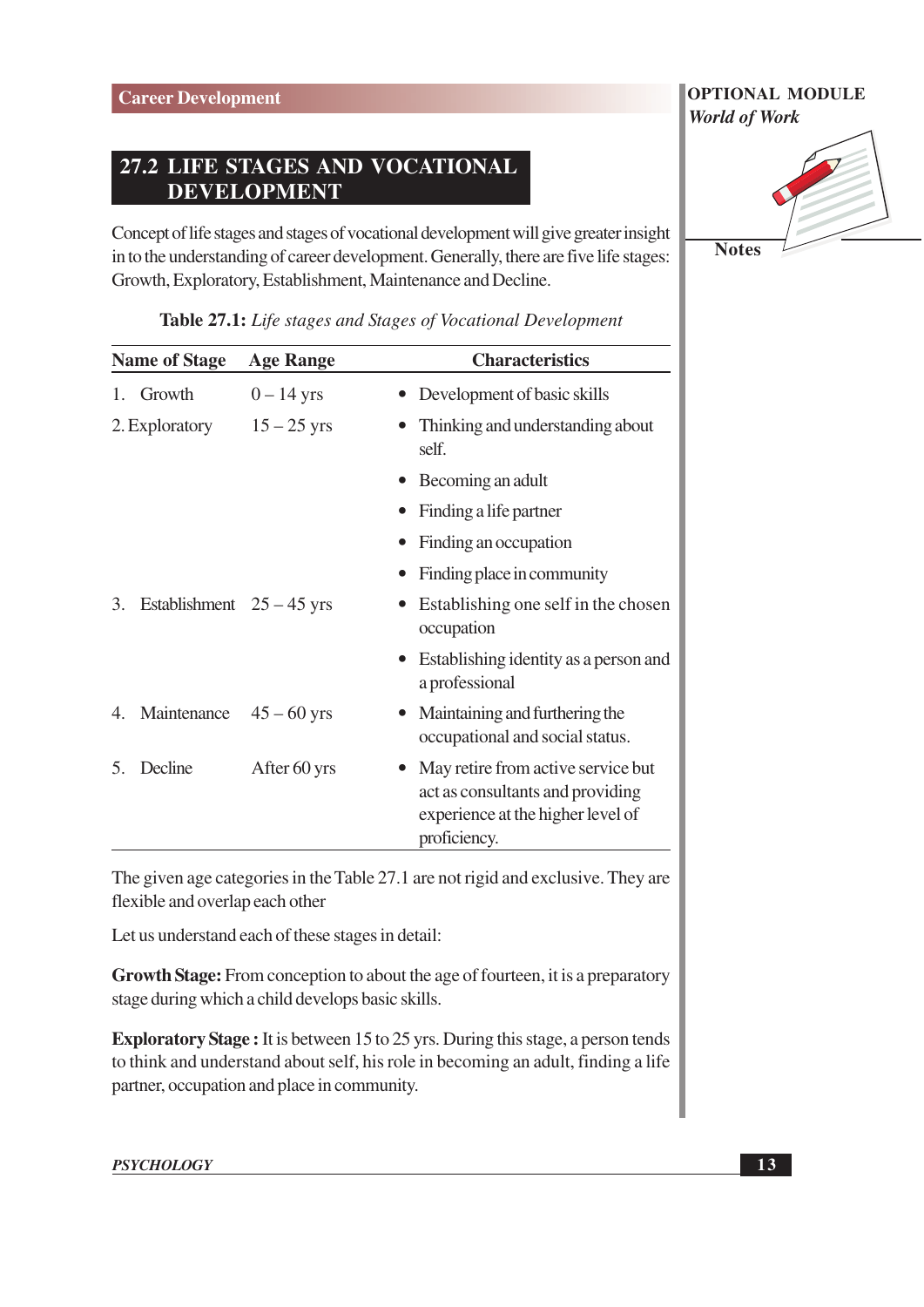## 27.2 LIFE STAGES AND VOCATIONAL DEVELOPMENT

Concept of life stages and stages of vocational development will give greater insight in to the understanding of career development. Generally, there are five life stages: Growth, Exploratory, Establishment, Maintenance and Decline.

**Table 27.1:** *Life stages and Stages of Vocational Development*

| Name of Stage | Age Range | Characteristics |
|---|---|---|
| 1. Growth | 0 – 14 yrs | • Development of basic skills |
| 2. Exploratory | 15 – 25 yrs | • Thinking and understanding about self.<br>• Becoming an adult<br>• Finding a life partner<br>• Finding an occupation<br>• Finding place in community |
| 3. Establishment | 25 – 45 yrs | • Establishing one self in the chosen occupation<br>• Establishing identity as a person and a professional |
| 4. Maintenance | 45 – 60 yrs | • Maintaining and furthering the occupational and social status. |
| 5. Decline | After 60 yrs | • May retire from active service but act as consultants and providing experience at the higher level of proficiency. |

The given age categories in the Table 27.1 are not rigid and exclusive. They are flexible and overlap each other

Let us understand each of these stages in detail:

**Growth Stage:** From conception to about the age of fourteen, it is a preparatory stage during which a child develops basic skills.

**Exploratory Stage :** It is between 15 to 25 yrs. During this stage, a person tends to think and understand about self, his role in becoming an adult, finding a life partner, occupation and place in community.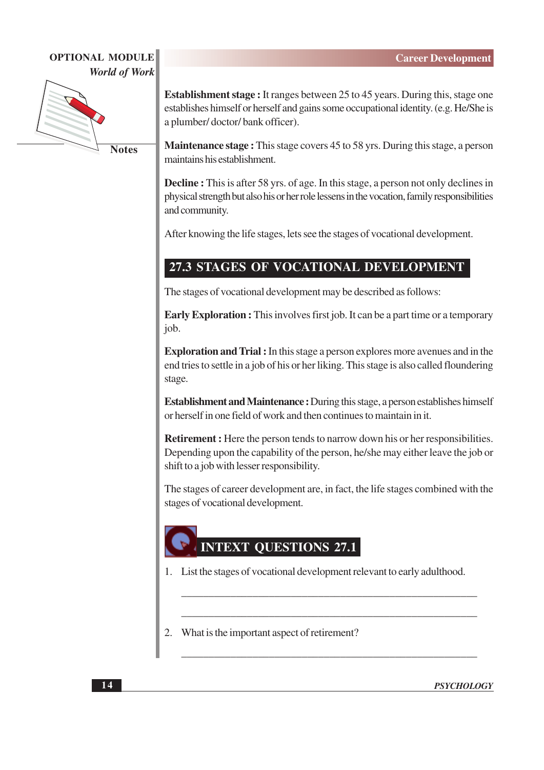**Establishment stage :** It ranges between 25 to 45 years. During this, stage one establishes himself or herself and gains some occupational identity. (e.g. He/She is a plumber/ doctor/ bank officer).

**Maintenance stage :** This stage covers 45 to 58 yrs. During this stage, a person maintains his establishment.

**Decline :** This is after 58 yrs. of age. In this stage, a person not only declines in physical strength but also his or her role lessens in the vocation, family responsibilities and community.

After knowing the life stages, lets see the stages of vocational development.

## 27.3 STAGES OF VOCATIONAL DEVELOPMENT

The stages of vocational development may be described as follows:

**Early Exploration :** This involves first job. It can be a part time or a temporary job.

**Exploration and Trial :** In this stage a person explores more avenues and in the end tries to settle in a job of his or her liking. This stage is also called floundering stage.

**Establishment and Maintenance :** During this stage, a person establishes himself or herself in one field of work and then continues to maintain in it.

**Retirement :** Here the person tends to narrow down his or her responsibilities. Depending upon the capability of the person, he/she may either leave the job or shift to a job with lesser responsibility.

The stages of career development are, in fact, the life stages combined with the stages of vocational development.

## INTEXT QUESTIONS 27.1

1. List the stages of vocational development relevant to early adulthood.

   \_\_\_\_\_\_\_\_\_\_\_\_\_\_\_\_\_\_\_\_\_\_\_\_\_\_\_\_\_\_\_\_\_\_\_\_\_\_\_\_\_\_\_\_\_\_\_\_\_\_\_\_

   \_\_\_\_\_\_\_\_\_\_\_\_\_\_\_\_\_\_\_\_\_\_\_\_\_\_\_\_\_\_\_\_\_\_\_\_\_\_\_\_\_\_\_\_\_\_\_\_\_\_\_\_

2. What is the important aspect of retirement?

   \_\_\_\_\_\_\_\_\_\_\_\_\_\_\_\_\_\_\_\_\_\_\_\_\_\_\_\_\_\_\_\_\_\_\_\_\_\_\_\_\_\_\_\_\_\_\_\_\_\_\_\_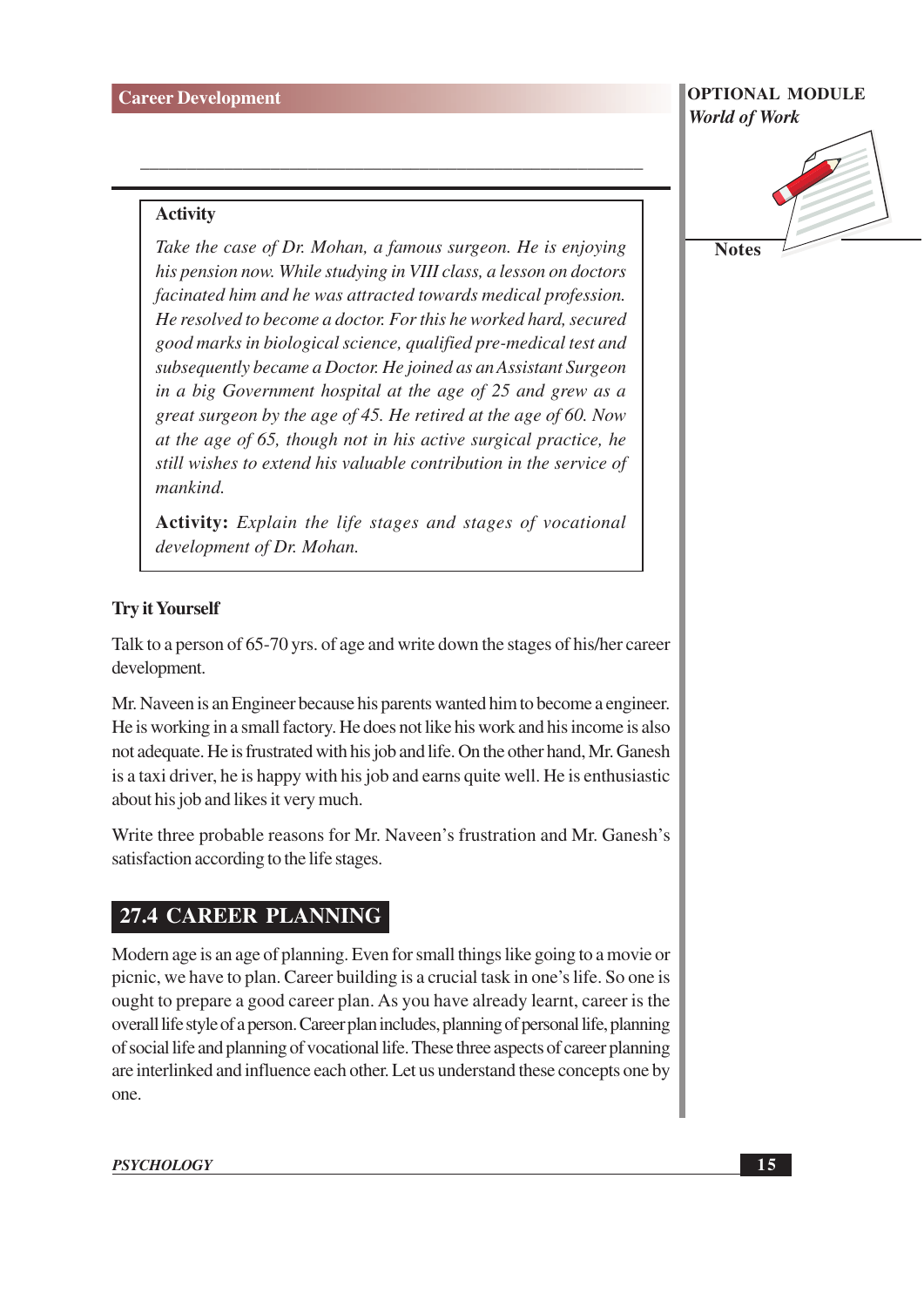### Activity

*Take the case of Dr. Mohan, a famous surgeon. He is enjoying his pension now. While studying in VIII class, a lesson on doctors facinated him and he was attracted towards medical profession. He resolved to become a doctor. For this he worked hard, secured good marks in biological science, qualified pre-medical test and subsequently became a Doctor. He joined as an Assistant Surgeon in a big Government hospital at the age of 25 and grew as a great surgeon by the age of 45. He retired at the age of 60. Now at the age of 65, though not in his active surgical practice, he still wishes to extend his valuable contribution in the service of mankind.*

**Activity:** *Explain the life stages and stages of vocational development of Dr. Mohan.*

### Try it Yourself

Talk to a person of 65-70 yrs. of age and write down the stages of his/her career development.

Mr. Naveen is an Engineer because his parents wanted him to become a engineer. He is working in a small factory. He does not like his work and his income is also not adequate. He is frustrated with his job and life. On the other hand, Mr. Ganesh is a taxi driver, he is happy with his job and earns quite well. He is enthusiastic about his job and likes it very much.

Write three probable reasons for Mr. Naveen's frustration and Mr. Ganesh's satisfaction according to the life stages.

## 27.4 CAREER PLANNING

Modern age is an age of planning. Even for small things like going to a movie or picnic, we have to plan. Career building is a crucial task in one's life. So one is ought to prepare a good career plan. As you have already learnt, career is the overall life style of a person. Career plan includes, planning of personal life, planning of social life and planning of vocational life. These three aspects of career planning are interlinked and influence each other. Let us understand these concepts one by one.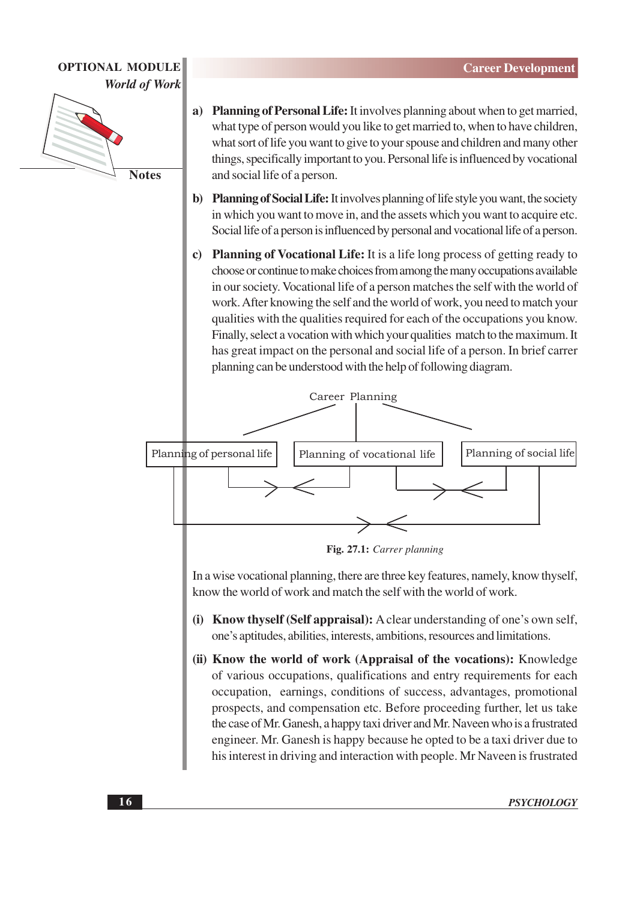a) **Planning of Personal Life:** It involves planning about when to get married, what type of person would you like to get married to, when to have children, what sort of life you want to give to your spouse and children and many other things, specifically important to you. Personal life is influenced by vocational and social life of a person.

b) **Planning of Social Life:** It involves planning of life style you want, the society in which you want to move in, and the assets which you want to acquire etc. Social life of a person is influenced by personal and vocational life of a person.

c) **Planning of Vocational Life:** It is a life long process of getting ready to choose or continue to make choices from among the many occupations available in our society. Vocational life of a person matches the self with the world of work. After knowing the self and the world of work, you need to match your qualities with the qualities required for each of the occupations you know. Finally, select a vocation with which your qualities match to the maximum. It has great impact on the personal and social life of a person. In brief carrer planning can be understood with the help of following diagram.

Career Planning

Planning of personal life | Planning of vocational life | Planning of social life

**Fig. 27.1:** *Carrer planning*

In a wise vocational planning, there are three key features, namely, know thyself, know the world of work and match the self with the world of work.

(i) **Know thyself (Self appraisal):** A clear understanding of one's own self, one's aptitudes, abilities, interests, ambitions, resources and limitations.

(ii) **Know the world of work (Appraisal of the vocations):** Knowledge of various occupations, qualifications and entry requirements for each occupation, earnings, conditions of success, advantages, promotional prospects, and compensation etc. Before proceeding further, let us take the case of Mr. Ganesh, a happy taxi driver and Mr. Naveen who is a frustrated engineer. Mr. Ganesh is happy because he opted to be a taxi driver due to his interest in driving and interaction with people. Mr Naveen is frustrated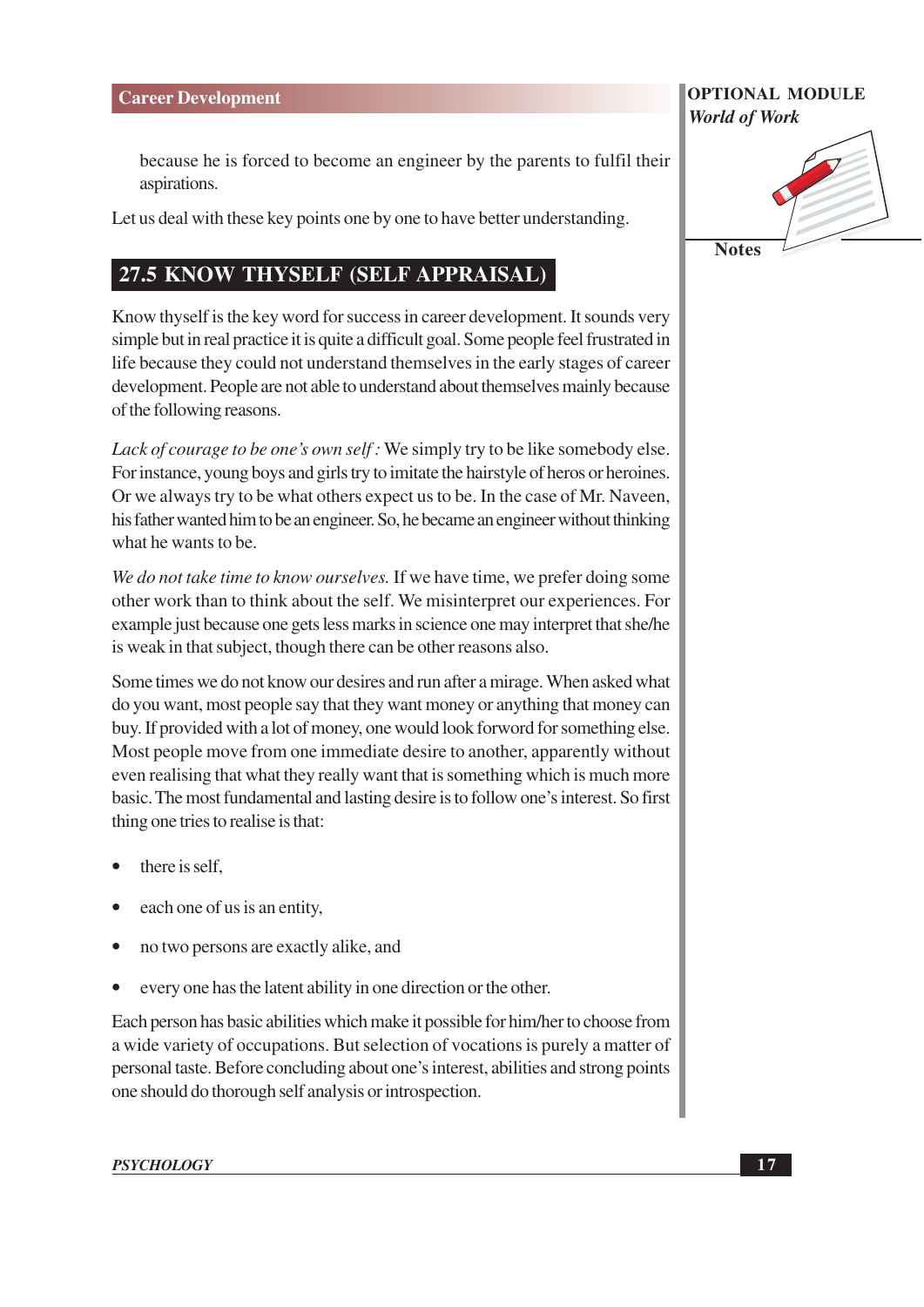because he is forced to become an engineer by the parents to fulfil their aspirations.

Let us deal with these key points one by one to have better understanding.

## 27.5 KNOW THYSELF (SELF APPRAISAL)

Know thyself is the key word for success in career development. It sounds very simple but in real practice it is quite a difficult goal. Some people feel frustrated in life because they could not understand themselves in the early stages of career development. People are not able to understand about themselves mainly because of the following reasons.

*Lack of courage to be one's own self :* We simply try to be like somebody else. For instance, young boys and girls try to imitate the hairstyle of heros or heroines. Or we always try to be what others expect us to be. In the case of Mr. Naveen, his father wanted him to be an engineer. So, he became an engineer without thinking what he wants to be.

*We do not take time to know ourselves.* If we have time, we prefer doing some other work than to think about the self. We misinterpret our experiences. For example just because one gets less marks in science one may interpret that she/he is weak in that subject, though there can be other reasons also.

Some times we do not know our desires and run after a mirage. When asked what do you want, most people say that they want money or anything that money can buy. If provided with a lot of money, one would look forword for something else. Most people move from one immediate desire to another, apparently without even realising that what they really want that is something which is much more basic. The most fundamental and lasting desire is to follow one's interest. So first thing one tries to realise is that:

- there is self,
- each one of us is an entity,
- no two persons are exactly alike, and
- every one has the latent ability in one direction or the other.

Each person has basic abilities which make it possible for him/her to choose from a wide variety of occupations. But selection of vocations is purely a matter of personal taste. Before concluding about one's interest, abilities and strong points one should do thorough self analysis or introspection.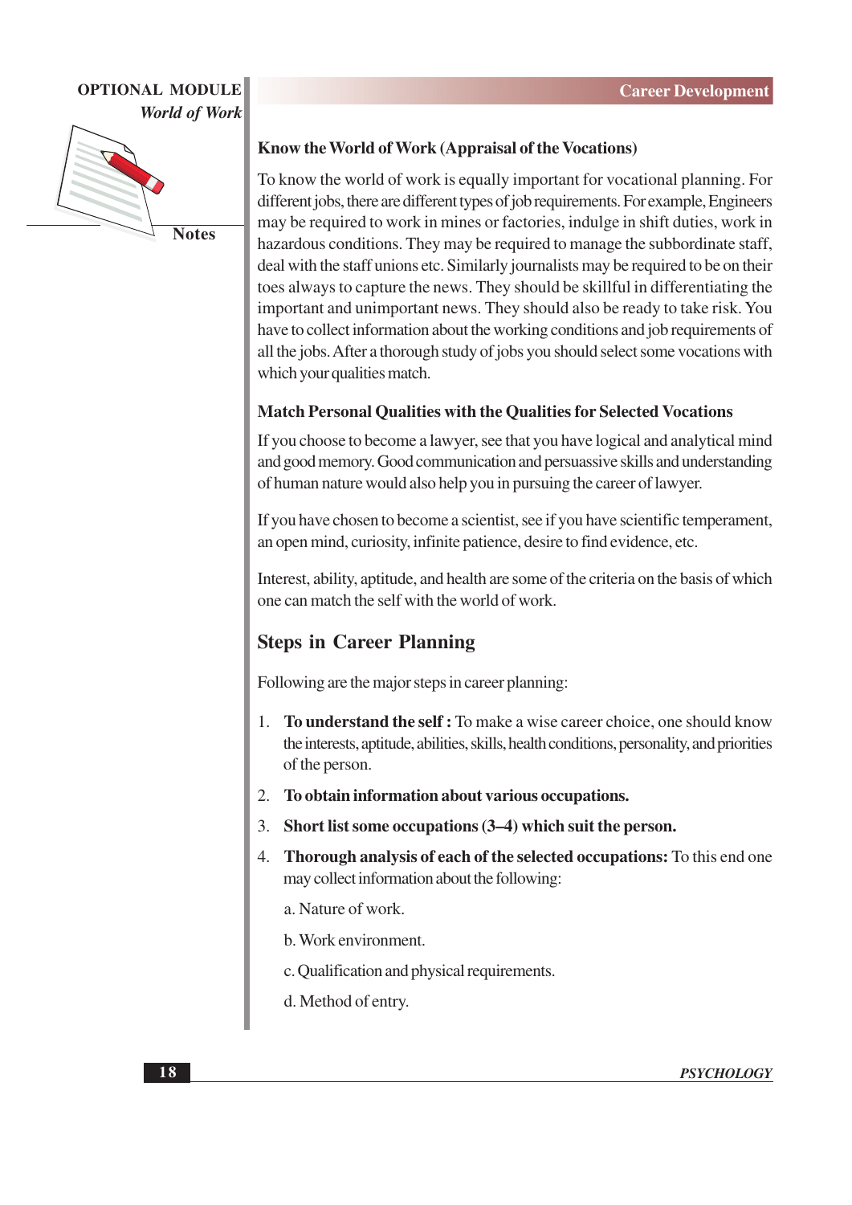### Know the World of Work (Appraisal of the Vocations)

To know the world of work is equally important for vocational planning. For different jobs, there are different types of job requirements. For example, Engineers may be required to work in mines or factories, indulge in shift duties, work in hazardous conditions. They may be required to manage the subbordinate staff, deal with the staff unions etc. Similarly journalists may be required to be on their toes always to capture the news. They should be skillful in differentiating the important and unimportant news. They should also be ready to take risk. You have to collect information about the working conditions and job requirements of all the jobs. After a thorough study of jobs you should select some vocations with which your qualities match.

### Match Personal Qualities with the Qualities for Selected Vocations

If you choose to become a lawyer, see that you have logical and analytical mind and good memory. Good communication and persuassive skills and understanding of human nature would also help you in pursuing the career of lawyer.

If you have chosen to become a scientist, see if you have scientific temperament, an open mind, curiosity, infinite patience, desire to find evidence, etc.

Interest, ability, aptitude, and health are some of the criteria on the basis of which one can match the self with the world of work.

## Steps in Career Planning

Following are the major steps in career planning:

1. **To understand the self :** To make a wise career choice, one should know the interests, aptitude, abilities, skills, health conditions, personality, and priorities of the person.
2. **To obtain information about various occupations.**
3. **Short list some occupations (3–4) which suit the person.**
4. **Thorough analysis of each of the selected occupations:** To this end one may collect information about the following:

   a. Nature of work.

   b. Work environment.

   c. Qualification and physical requirements.

   d. Method of entry.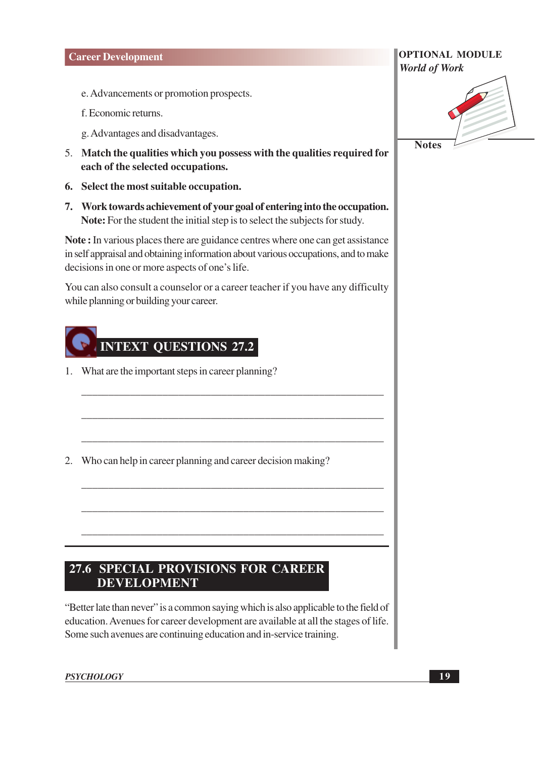e. Advancements or promotion prospects.

f. Economic returns.

g. Advantages and disadvantages.

5. **Match the qualities which you possess with the qualities required for each of the selected occupations.**

6. **Select the most suitable occupation.**

7. **Work towards achievement of your goal of entering into the occupation.**
   **Note:** For the student the initial step is to select the subjects for study.

**Note :** In various places there are guidance centres where one can get assistance in self appraisal and obtaining information about various occupations, and to make decisions in one or more aspects of one's life.

You can also consult a counselor or a career teacher if you have any difficulty while planning or building your career.

## INTEXT QUESTIONS 27.2

1. What are the important steps in career planning?

   ______________________________________________

   ______________________________________________

   ______________________________________________

2. Who can help in career planning and career decision making?

   ______________________________________________

   ______________________________________________

   ______________________________________________

## 27.6 SPECIAL PROVISIONS FOR CAREER DEVELOPMENT

"Better late than never" is a common saying which is also applicable to the field of education. Avenues for career development are available at all the stages of life. Some such avenues are continuing education and in-service training.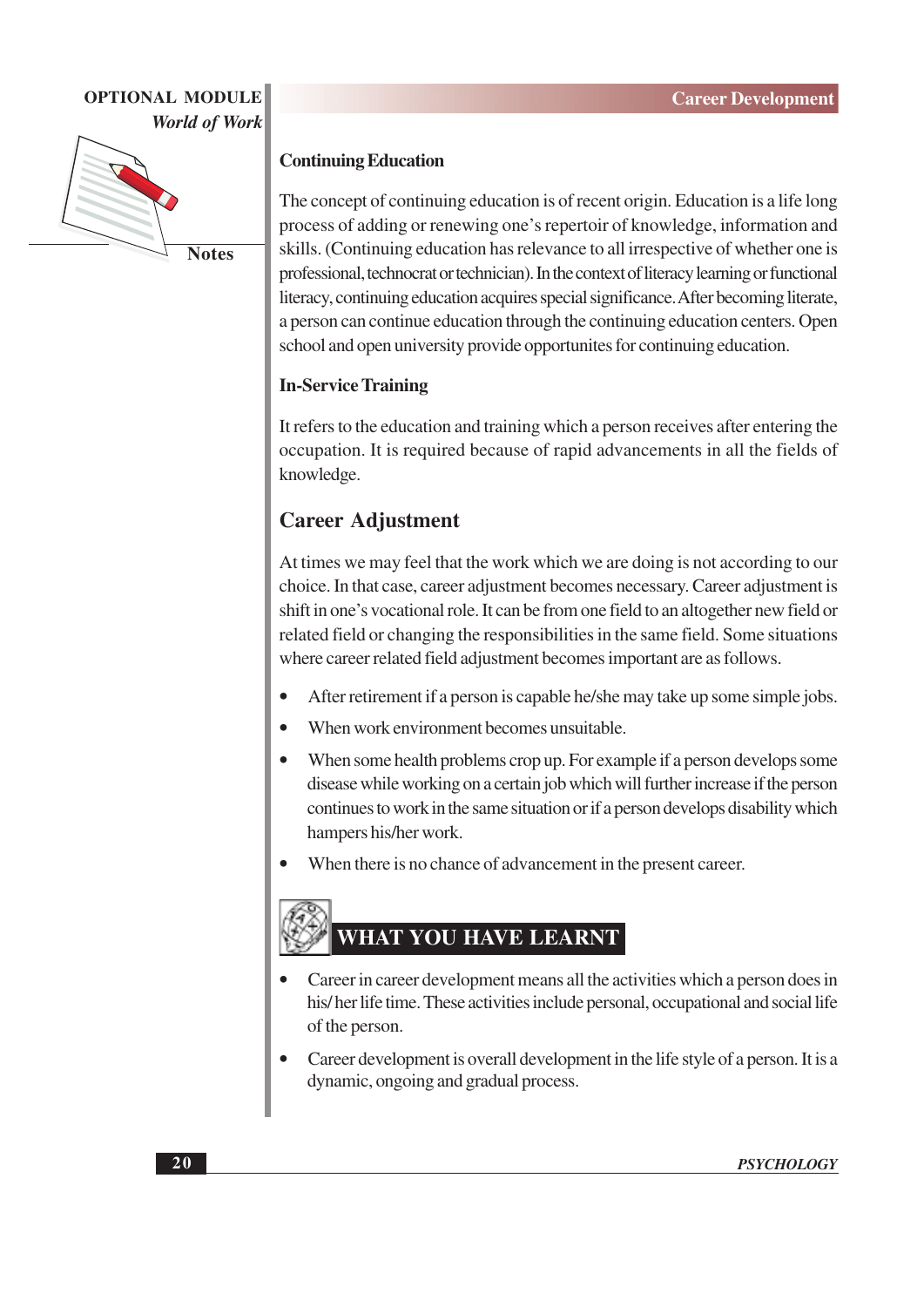### Continuing Education

The concept of continuing education is of recent origin. Education is a life long process of adding or renewing one's repertoir of knowledge, information and skills. (Continuing education has relevance to all irrespective of whether one is professional, technocrat or technician). In the context of literacy learning or functional literacy, continuing education acquires special significance. After becoming literate, a person can continue education through the continuing education centers. Open school and open university provide opportunites for continuing education.

### In-Service Training

It refers to the education and training which a person receives after entering the occupation. It is required because of rapid advancements in all the fields of knowledge.

## Career Adjustment

At times we may feel that the work which we are doing is not according to our choice. In that case, career adjustment becomes necessary. Career adjustment is shift in one's vocational role. It can be from one field to an altogether new field or related field or changing the responsibilities in the same field. Some situations where career related field adjustment becomes important are as follows.

- After retirement if a person is capable he/she may take up some simple jobs.
- When work environment becomes unsuitable.
- When some health problems crop up. For example if a person develops some disease while working on a certain job which will further increase if the person continues to work in the same situation or if a person develops disability which hampers his/her work.
- When there is no chance of advancement in the present career.

## WHAT YOU HAVE LEARNT

- Career in career development means all the activities which a person does in his/ her life time. These activities include personal, occupational and social life of the person.
- Career development is overall development in the life style of a person. It is a dynamic, ongoing and gradual process.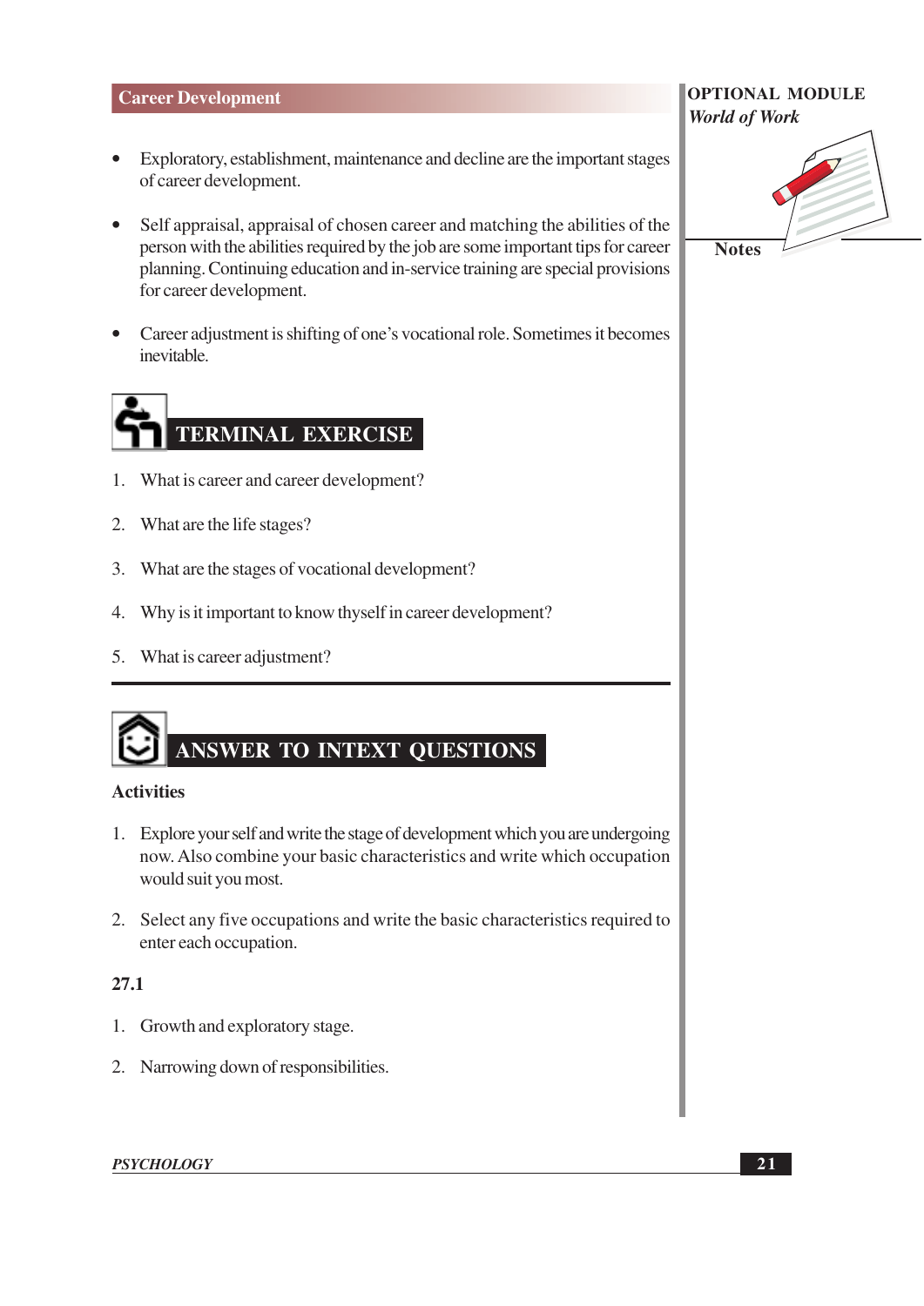- Exploratory, establishment, maintenance and decline are the important stages of career development.
- Self appraisal, appraisal of chosen career and matching the abilities of the person with the abilities required by the job are some important tips for career planning. Continuing education and in-service training are special provisions for career development.
- Career adjustment is shifting of one's vocational role. Sometimes it becomes inevitable.

## TERMINAL EXERCISE

1. What is career and career development?
2. What are the life stages?
3. What are the stages of vocational development?
4. Why is it important to know thyself in career development?
5. What is career adjustment?

## ANSWER TO INTEXT QUESTIONS

**Activities**

1. Explore your self and write the stage of development which you are undergoing now. Also combine your basic characteristics and write which occupation would suit you most.
2. Select any five occupations and write the basic characteristics required to enter each occupation.

**27.1**

1. Growth and exploratory stage.
2. Narrowing down of responsibilities.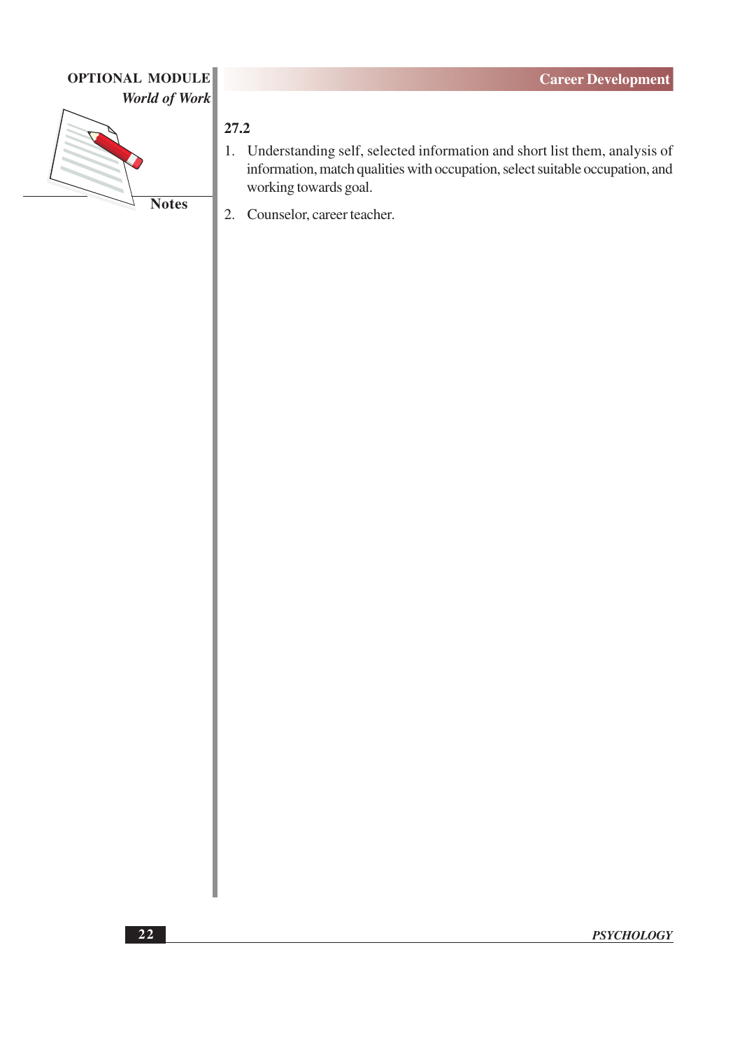**27.2**

1. Understanding self, selected information and short list them, analysis of information, match qualities with occupation, select suitable occupation, and working towards goal.

2. Counselor, career teacher.